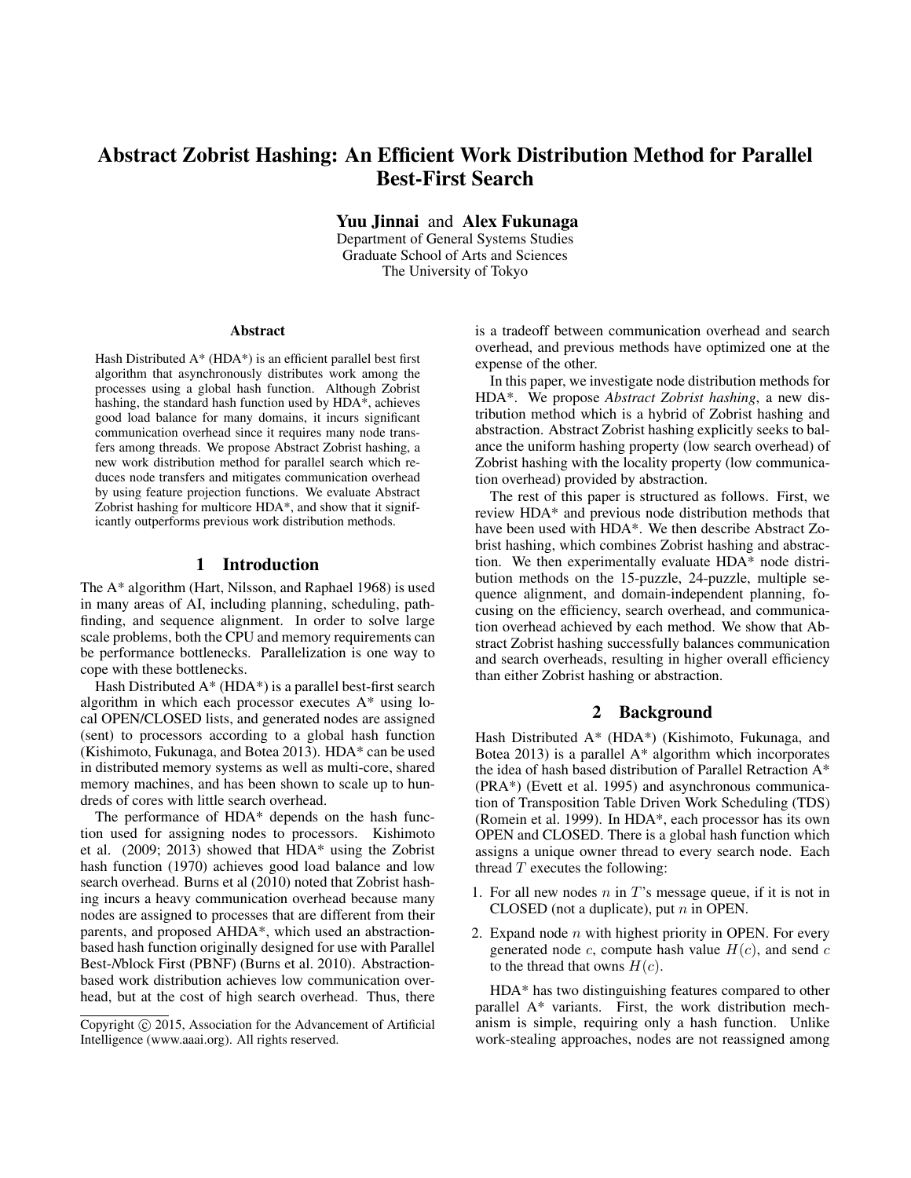# Abstract Zobrist Hashing: An Efficient Work Distribution Method for Parallel Best-First Search

**Yuu Jinnai** and **Alex Fukunaga**
Department of General Systems Studies
Graduate School of Arts and Sciences
The University of Tokyo

### Abstract

Hash Distributed A* (HDA*) is an efficient parallel best first algorithm that asynchronously distributes work among the processes using a global hash function. Although Zobrist hashing, the standard hash function used by HDA*, achieves good load balance for many domains, it incurs significant communication overhead since it requires many node transfers among threads. We propose Abstract Zobrist hashing, a new work distribution method for parallel search which reduces node transfers and mitigates communication overhead by using feature projection functions. We evaluate Abstract Zobrist hashing for multicore HDA*, and show that it significantly outperforms previous work distribution methods.

## 1 Introduction

The A* algorithm (Hart, Nilsson, and Raphael 1968) is used in many areas of AI, including planning, scheduling, pathfinding, and sequence alignment. In order to solve large scale problems, both the CPU and memory requirements can be performance bottlenecks. Parallelization is one way to cope with these bottlenecks.

Hash Distributed A* (HDA*) is a parallel best-first search algorithm in which each processor executes A* using local OPEN/CLOSED lists, and generated nodes are assigned (sent) to processors according to a global hash function (Kishimoto, Fukunaga, and Botea 2013). HDA* can be used in distributed memory systems as well as multi-core, shared memory machines, and has been shown to scale up to hundreds of cores with little search overhead.

The performance of HDA* depends on the hash function used for assigning nodes to processors. Kishimoto et al. (2009; 2013) showed that HDA* using the Zobrist hash function (1970) achieves good load balance and low search overhead. Burns et al (2010) noted that Zobrist hashing incurs a heavy communication overhead because many nodes are assigned to processes that are different from their parents, and proposed AHDA*, which used an abstraction-based hash function originally designed for use with Parallel Best-*N*block First (PBNF) (Burns et al. 2010). Abstraction-based work distribution achieves low communication overhead, but at the cost of high search overhead. Thus, there is a tradeoff between communication overhead and search overhead, and previous methods have optimized one at the expense of the other.

In this paper, we investigate node distribution methods for HDA*. We propose *Abstract Zobrist hashing*, a new distribution method which is a hybrid of Zobrist hashing and abstraction. Abstract Zobrist hashing explicitly seeks to balance the uniform hashing property (low search overhead) of Zobrist hashing with the locality property (low communication overhead) provided by abstraction.

The rest of this paper is structured as follows. First, we review HDA* and previous node distribution methods that have been used with HDA*. We then describe Abstract Zobrist hashing, which combines Zobrist hashing and abstraction. We then experimentally evaluate HDA* node distribution methods on the 15-puzzle, 24-puzzle, multiple sequence alignment, and domain-independent planning, focusing on the efficiency, search overhead, and communication overhead achieved by each method. We show that Abstract Zobrist hashing successfully balances communication and search overheads, resulting in higher overall efficiency than either Zobrist hashing or abstraction.

## 2 Background

Hash Distributed A* (HDA*) (Kishimoto, Fukunaga, and Botea 2013) is a parallel A* algorithm which incorporates the idea of hash based distribution of Parallel Retraction A* (PRA*) (Evett et al. 1995) and asynchronous communication of Transposition Table Driven Work Scheduling (TDS) (Romein et al. 1999). In HDA*, each processor has its own OPEN and CLOSED. There is a global hash function which assigns a unique owner thread to every search node. Each thread $T$ executes the following:

1. For all new nodes $n$ in $T$'s message queue, if it is not in CLOSED (not a duplicate), put $n$ in OPEN.
2. Expand node $n$ with highest priority in OPEN. For every generated node $c$, compute hash value $H(c)$, and send $c$ to the thread that owns $H(c)$.

HDA* has two distinguishing features compared to other parallel A* variants. First, the work distribution mechanism is simple, requiring only a hash function. Unlike work-stealing approaches, nodes are not reassigned among

Copyright © 2015, Association for the Advancement of Artificial Intelligence (www.aaai.org). All rights reserved.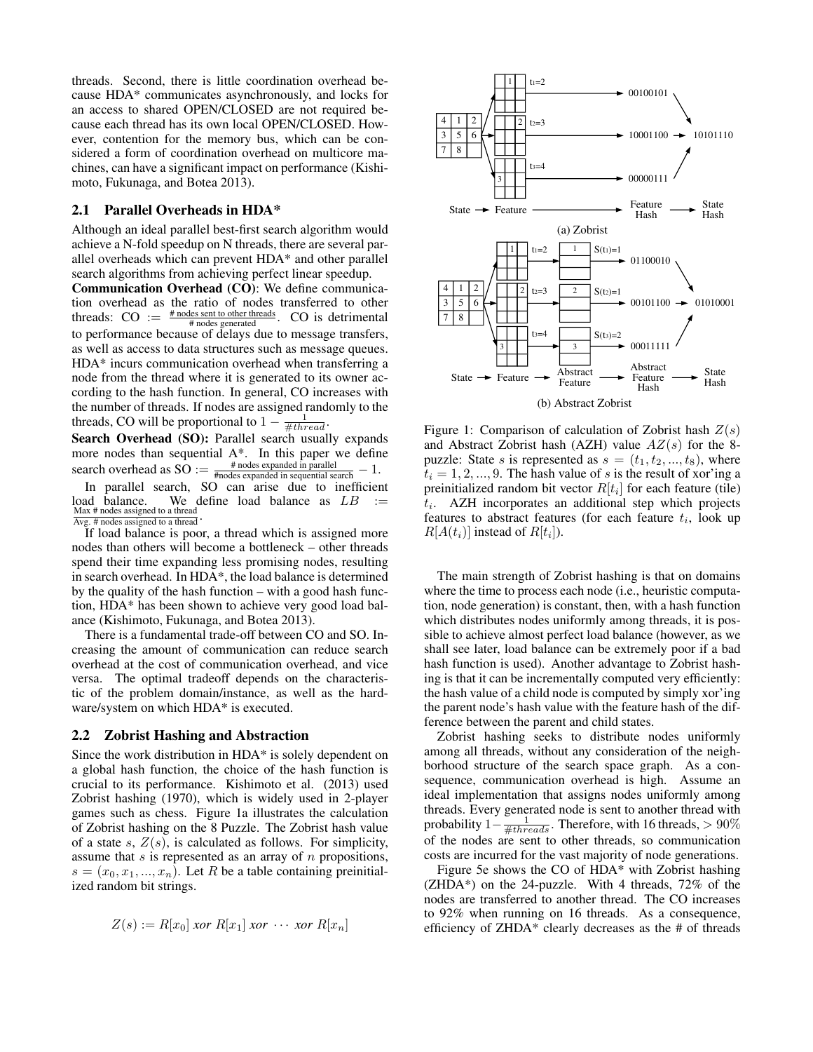threads. Second, there is little coordination overhead because HDA* communicates asynchronously, and locks for an access to shared OPEN/CLOSED are not required because each thread has its own local OPEN/CLOSED. However, contention for the memory bus, which can be considered a form of coordination overhead on multicore machines, can have a significant impact on performance (Kishimoto, Fukunaga, and Botea 2013).

## 2.1 Parallel Overheads in HDA*

Although an ideal parallel best-first search algorithm would achieve a N-fold speedup on N threads, there are several parallel overheads which can prevent HDA* and other parallel search algorithms from achieving perfect linear speedup.

**Communication Overhead (CO)**: We define communication overhead as the ratio of nodes transferred to other threads: CO := $\frac{\text{\# nodes sent to other threads}}{\text{\# nodes generated}}$. CO is detrimental to performance because of delays due to message transfers, as well as access to data structures such as message queues. HDA* incurs communication overhead when transferring a node from the thread where it is generated to its owner according to the hash function. In general, CO increases with the number of threads. If nodes are assigned randomly to the threads, CO will be proportional to $1 - \frac{1}{\#thread}$.

**Search Overhead (SO):** Parallel search usually expands more nodes than sequential A*. In this paper we define search overhead as SO := $\frac{\text{\# nodes expanded in parallel}}{\text{\#nodes expanded in sequential search}} - 1$.

In parallel search, SO can arise due to inefficient load balance. We define load balance as $LB$ := $\frac{\text{Max \# nodes assigned to a thread}}{\text{Avg. \# nodes assigned to a thread}}$.

If load balance is poor, a thread which is assigned more nodes than others will become a bottleneck – other threads spend their time expanding less promising nodes, resulting in search overhead. In HDA*, the load balance is determined by the quality of the hash function – with a good hash function, HDA* has been shown to achieve very good load balance (Kishimoto, Fukunaga, and Botea 2013).

There is a fundamental trade-off between CO and SO. Increasing the amount of communication can reduce search overhead at the cost of communication overhead, and vice versa. The optimal tradeoff depends on the characteristic of the problem domain/instance, as well as the hardware/system on which HDA* is executed.

## 2.2 Zobrist Hashing and Abstraction

Since the work distribution in HDA* is solely dependent on a global hash function, the choice of the hash function is crucial to its performance. Kishimoto et al. (2013) used Zobrist hashing (1970), which is widely used in 2-player games such as chess. Figure 1a illustrates the calculation of Zobrist hashing on the 8 Puzzle. The Zobrist hash value of a state $s$, $Z(s)$, is calculated as follows. For simplicity, assume that $s$ is represented as an array of $n$ propositions, $s = (x_0, x_1, ..., x_n)$. Let $R$ be a table containing preinitialized random bit strings.

$$Z(s) := R[x_0] \; xor \; R[x_1] \; xor \; \cdots \; xor \; R[x_n]$$

Figure 1: Comparison of calculation of Zobrist hash $Z(s)$ and Abstract Zobrist hash (AZH) value $AZ(s)$ for the 8-puzzle: State $s$ is represented as $s = (t_1, t_2, ..., t_8)$, where $t_i = 1, 2, ..., 9$. The hash value of $s$ is the result of xor'ing a preinitialized random bit vector $R[t_i]$ for each feature (tile) $t_i$. AZH incorporates an additional step which projects features to abstract features (for each feature $t_i$, look up $R[A(t_i)]$ instead of $R[t_i]$).

The main strength of Zobrist hashing is that on domains where the time to process each node (i.e., heuristic computation, node generation) is constant, then, with a hash function which distributes nodes uniformly among threads, it is possible to achieve almost perfect load balance (however, as we shall see later, load balance can be extremely poor if a bad hash function is used). Another advantage to Zobrist hashing is that it can be incrementally computed very efficiently: the hash value of a child node is computed by simply xor'ing the parent node's hash value with the feature hash of the difference between the parent and child states.

Zobrist hashing seeks to distribute nodes uniformly among all threads, without any consideration of the neighborhood structure of the search space graph. As a consequence, communication overhead is high. Assume an ideal implementation that assigns nodes uniformly among threads. Every generated node is sent to another thread with probability $1 - \frac{1}{\#threads}$. Therefore, with 16 threads, $> 90\%$ of the nodes are sent to other threads, so communication costs are incurred for the vast majority of node generations.

Figure 5e shows the CO of HDA* with Zobrist hashing (ZHDA*) on the 24-puzzle. With 4 threads, 72% of the nodes are transferred to another thread. The CO increases to 92% when running on 16 threads. As a consequence, efficiency of ZHDA* clearly decreases as the # of threads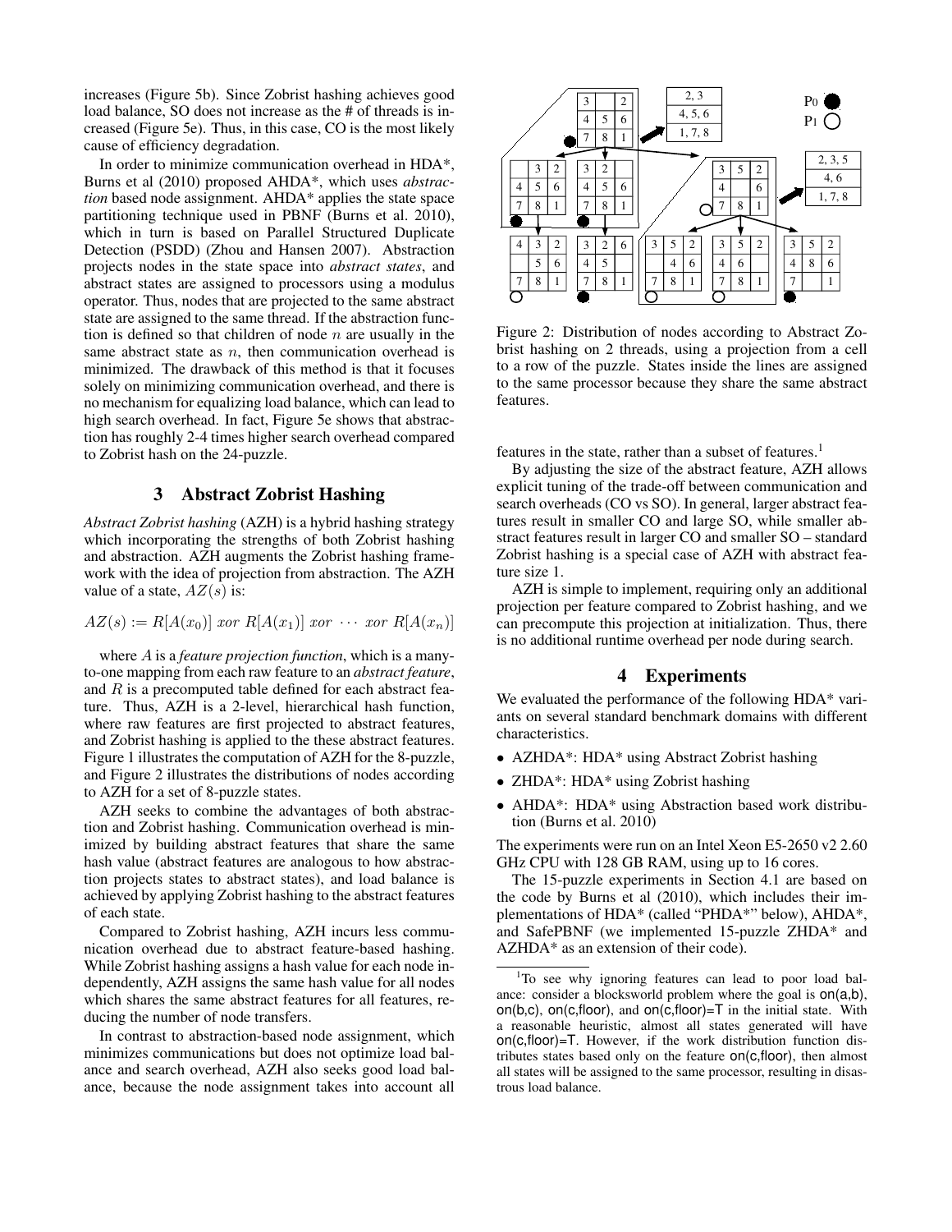increases (Figure 5b). Since Zobrist hashing achieves good load balance, SO does not increase as the # of threads is increased (Figure 5e). Thus, in this case, CO is the most likely cause of efficiency degradation.

In order to minimize communication overhead in HDA*, Burns et al (2010) proposed AHDA*, which uses *abstraction* based node assignment. AHDA* applies the state space partitioning technique used in PBNF (Burns et al. 2010), which in turn is based on Parallel Structured Duplicate Detection (PSDD) (Zhou and Hansen 2007). Abstraction projects nodes in the state space into *abstract states*, and abstract states are assigned to processors using a modulus operator. Thus, nodes that are projected to the same abstract state are assigned to the same thread. If the abstraction function is defined so that children of node $n$ are usually in the same abstract state as $n$, then communication overhead is minimized. The drawback of this method is that it focuses solely on minimizing communication overhead, and there is no mechanism for equalizing load balance, which can lead to high search overhead. In fact, Figure 5e shows that abstraction has roughly 2-4 times higher search overhead compared to Zobrist hash on the 24-puzzle.

## 3 Abstract Zobrist Hashing

*Abstract Zobrist hashing* (AZH) is a hybrid hashing strategy which incorporating the strengths of both Zobrist hashing and abstraction. AZH augments the Zobrist hashing framework with the idea of projection from abstraction. The AZH value of a state, $AZ(s)$ is:

$$AZ(s) := R[A(x_0)] \; xor \; R[A(x_1)] \; xor \; \cdots \; xor \; R[A(x_n)]$$

where $A$ is a *feature projection function*, which is a many-to-one mapping from each raw feature to an *abstract feature*, and $R$ is a precomputed table defined for each abstract feature. Thus, AZH is a 2-level, hierarchical hash function, where raw features are first projected to abstract features, and Zobrist hashing is applied to the these abstract features. Figure 1 illustrates the computation of AZH for the 8-puzzle, and Figure 2 illustrates the distributions of nodes according to AZH for a set of 8-puzzle states.

AZH seeks to combine the advantages of both abstraction and Zobrist hashing. Communication overhead is minimized by building abstract features that share the same hash value (abstract features are analogous to how abstraction projects states to abstract states), and load balance is achieved by applying Zobrist hashing to the abstract features of each state.

Compared to Zobrist hashing, AZH incurs less communication overhead due to abstract feature-based hashing. While Zobrist hashing assigns a hash value for each node independently, AZH assigns the same hash value for all nodes which shares the same abstract features for all features, reducing the number of node transfers.

In contrast to abstraction-based node assignment, which minimizes communications but does not optimize load balance and search overhead, AZH also seeks good load balance, because the node assignment takes into account all

Figure 2: Distribution of nodes according to Abstract Zobrist hashing on 2 threads, using a projection from a cell to a row of the puzzle. States inside the lines are assigned to the same processor because they share the same abstract features.

features in the state, rather than a subset of features.[1]

By adjusting the size of the abstract feature, AZH allows explicit tuning of the trade-off between communication and search overheads (CO vs SO). In general, larger abstract features result in smaller CO and large SO, while smaller abstract features result in larger CO and smaller SO – standard Zobrist hashing is a special case of AZH with abstract feature size 1.

AZH is simple to implement, requiring only an additional projection per feature compared to Zobrist hashing, and we can precompute this projection at initialization. Thus, there is no additional runtime overhead per node during search.

## 4 Experiments

We evaluated the performance of the following HDA* variants on several standard benchmark domains with different characteristics.

- AZHDA*: HDA* using Abstract Zobrist hashing
- ZHDA*: HDA* using Zobrist hashing
- AHDA*: HDA* using Abstraction based work distribution (Burns et al. 2010)

The experiments were run on an Intel Xeon E5-2650 v2 2.60 GHz CPU with 128 GB RAM, using up to 16 cores.

The 15-puzzle experiments in Section 4.1 are based on the code by Burns et al (2010), which includes their implementations of HDA* (called "PHDA*" below), AHDA*, and SafePBNF (we implemented 15-puzzle ZHDA* and AZHDA* as an extension of their code).

[1] To see why ignoring features can lead to poor load balance: consider a blocksworld problem where the goal is on(a,b), on(b,c), on(c,floor), and on(c,floor)=T in the initial state. With a reasonable heuristic, almost all states generated will have on(c,floor)=T. However, if the work distribution function distributes states based only on the feature on(c,floor), then almost all states will be assigned to the same processor, resulting in disastrous load balance.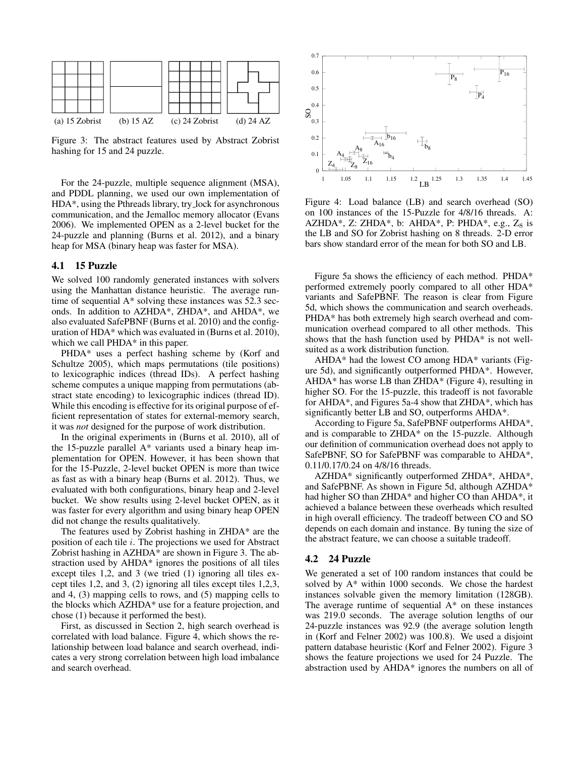(a) 15 Zobrist (b) 15 AZ (c) 24 Zobrist (d) 24 AZ

Figure 3: The abstract features used by Abstract Zobrist hashing for 15 and 24 puzzle.

For the 24-puzzle, multiple sequence alignment (MSA), and PDDL planning, we used our own implementation of HDA*, using the Pthreads library, try_lock for asynchronous communication, and the Jemalloc memory allocator (Evans 2006). We implemented OPEN as a 2-level bucket for the 24-puzzle and planning (Burns et al. 2012), and a binary heap for MSA (binary heap was faster for MSA).

## 4.1 15 Puzzle

We solved 100 randomly generated instances with solvers using the Manhattan distance heuristic. The average runtime of sequential A* solving these instances was 52.3 seconds. In addition to AZHDA*, ZHDA*, and AHDA*, we also evaluated SafePBNF (Burns et al. 2010) and the configuration of HDA* which was evaluated in (Burns et al. 2010), which we call PHDA* in this paper.

PHDA* uses a perfect hashing scheme by (Korf and Schultze 2005), which maps permutations (tile positions) to lexicographic indices (thread IDs). A perfect hashing scheme computes a unique mapping from permutations (abstract state encoding) to lexicographic indices (thread ID). While this encoding is effective for its original purpose of efficient representation of states for external-memory search, it was *not* designed for the purpose of work distribution.

In the original experiments in (Burns et al. 2010), all of the 15-puzzle parallel A* variants used a binary heap implementation for OPEN. However, it has been shown that for the 15-Puzzle, 2-level bucket OPEN is more than twice as fast as with a binary heap (Burns et al. 2012). Thus, we evaluated with both configurations, binary heap and 2-level bucket. We show results using 2-level bucket OPEN, as it was faster for every algorithm and using binary heap OPEN did not change the results qualitatively.

The features used by Zobrist hashing in ZHDA* are the position of each tile $i$. The projections we used for Abstract Zobrist hashing in AZHDA* are shown in Figure 3. The abstraction used by AHDA* ignores the positions of all tiles except tiles 1,2, and 3 (we tried (1) ignoring all tiles except tiles 1,2, and 3, (2) ignoring all tiles except tiles 1,2,3, and 4, (3) mapping cells to rows, and (5) mapping cells to the blocks which AZHDA* use for a feature projection, and chose (1) because it performed the best).

First, as discussed in Section 2, high search overhead is correlated with load balance. Figure 4, which shows the relationship between load balance and search overhead, indicates a very strong correlation between high load imbalance and search overhead.

Figure 4: Load balance (LB) and search overhead (SO) on 100 instances of the 15-Puzzle for 4/8/16 threads. A: AZHDA*, Z: ZHDA*, b: AHDA*, P: PHDA*, e.g., $Z_8$ is the LB and SO for Zobrist hashing on 8 threads. 2-D error bars show standard error of the mean for both SO and LB.

Figure 5a shows the efficiency of each method. PHDA* performed extremely poorly compared to all other HDA* variants and SafePBNF. The reason is clear from Figure 5d, which shows the communication and search overheads. PHDA* has both extremely high search overhead and communication overhead compared to all other methods. This shows that the hash function used by PHDA* is not well-suited as a work distribution function.

AHDA* had the lowest CO among HDA* variants (Figure 5d), and significantly outperformed PHDA*. However, AHDA* has worse LB than ZHDA* (Figure 4), resulting in higher SO. For the 15-puzzle, this tradeoff is not favorable for AHDA*, and Figures 5a-4 show that ZHDA*, which has significantly better LB and SO, outperforms AHDA*.

According to Figure 5a, SafePBNF outperforms AHDA*, and is comparable to ZHDA* on the 15-puzzle. Although our definition of communication overhead does not apply to SafePBNF, SO for SafePBNF was comparable to AHDA*, 0.11/0.17/0.24 on 4/8/16 threads.

AZHDA* significantly outperformed ZHDA*, AHDA*, and SafePBNF. As shown in Figure 5d, although AZHDA* had higher SO than ZHDA* and higher CO than AHDA*, it achieved a balance between these overheads which resulted in high overall efficiency. The tradeoff between CO and SO depends on each domain and instance. By tuning the size of the abstract feature, we can choose a suitable tradeoff.

## 4.2 24 Puzzle

We generated a set of 100 random instances that could be solved by A* within 1000 seconds. We chose the hardest instances solvable given the memory limitation (128GB). The average runtime of sequential A* on these instances was 219.0 seconds. The average solution lengths of our 24-puzzle instances was 92.9 (the average solution length in (Korf and Felner 2002) was 100.8). We used a disjoint pattern database heuristic (Korf and Felner 2002). Figure 3 shows the feature projections we used for 24 Puzzle. The abstraction used by AHDA* ignores the numbers on all of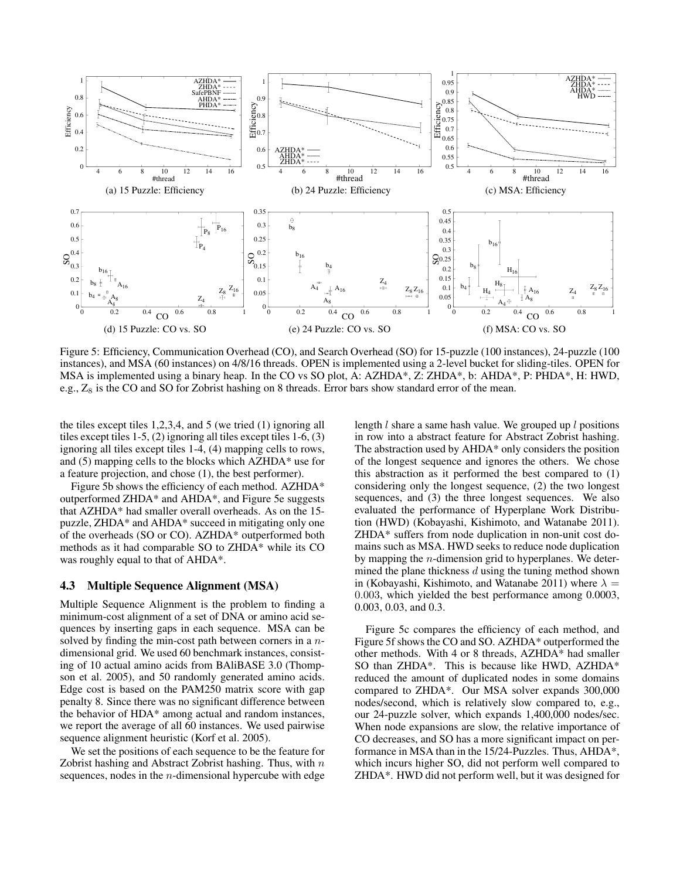(a) 15 Puzzle: Efficiency

(b) 24 Puzzle: Efficiency

(c) MSA: Efficiency

(d) 15 Puzzle: CO vs. SO

(e) 24 Puzzle: CO vs. SO

(f) MSA: CO vs. SO

Figure 5: Efficiency, Communication Overhead (CO), and Search Overhead (SO) for 15-puzzle (100 instances), 24-puzzle (100 instances), and MSA (60 instances) on 4/8/16 threads. OPEN is implemented using a 2-level bucket for sliding-tiles. OPEN for MSA is implemented using a binary heap. In the CO vs SO plot, A: AZHDA*, Z: ZHDA*, b: AHDA*, P: PHDA*, H: HWD, e.g., $Z_8$ is the CO and SO for Zobrist hashing on 8 threads. Error bars show standard error of the mean.

the tiles except tiles 1,2,3,4, and 5 (we tried (1) ignoring all tiles except tiles 1-5, (2) ignoring all tiles except tiles 1-6, (3) ignoring all tiles except tiles 1-4, (4) mapping cells to rows, and (5) mapping cells to the blocks which AZHDA* use for a feature projection, and chose (1), the best performer).

Figure 5b shows the efficiency of each method. AZHDA* outperformed ZHDA* and AHDA*, and Figure 5e suggests that AZHDA* had smaller overall overheads. As on the 15-puzzle, ZHDA* and AHDA* succeed in mitigating only one of the overheads (SO or CO). AZHDA* outperformed both methods as it had comparable SO to ZHDA* while its CO was roughly equal to that of AHDA*.

### 4.3 Multiple Sequence Alignment (MSA)

Multiple Sequence Alignment is the problem to finding a minimum-cost alignment of a set of DNA or amino acid sequences by inserting gaps in each sequence. MSA can be solved by finding the min-cost path between corners in a $n$-dimensional grid. We used 60 benchmark instances, consisting of 10 actual amino acids from BAliBASE 3.0 (Thompson et al. 2005), and 50 randomly generated amino acids. Edge cost is based on the PAM250 matrix score with gap penalty 8. Since there was no significant difference between the behavior of HDA* among actual and random instances, we report the average of all 60 instances. We used pairwise sequence alignment heuristic (Korf et al. 2005).

We set the positions of each sequence to be the feature for Zobrist hashing and Abstract Zobrist hashing. Thus, with $n$ sequences, nodes in the $n$-dimensional hypercube with edge length $l$ share a same hash value. We grouped up $l$ positions in row into a abstract feature for Abstract Zobrist hashing. The abstraction used by AHDA* only considers the position of the longest sequence and ignores the others. We chose this abstraction as it performed the best compared to (1) considering only the longest sequence, (2) the two longest sequences, and (3) the three longest sequences. We also evaluated the performance of Hyperplane Work Distribution (HWD) (Kobayashi, Kishimoto, and Watanabe 2011). ZHDA* suffers from node duplication in non-unit cost domains such as MSA. HWD seeks to reduce node duplication by mapping the $n$-dimension grid to hyperplanes. We determined the plane thickness $d$ using the tuning method shown in (Kobayashi, Kishimoto, and Watanabe 2011) where $\lambda = 0.003$, which yielded the best performance among 0.0003, 0.003, 0.03, and 0.3.

Figure 5c compares the efficiency of each method, and Figure 5f shows the CO and SO. AZHDA* outperformed the other methods. With 4 or 8 threads, AZHDA* had smaller SO than ZHDA*. This is because like HWD, AZHDA* reduced the amount of duplicated nodes in some domains compared to ZHDA*. Our MSA solver expands 300,000 nodes/second, which is relatively slow compared to, e.g., our 24-puzzle solver, which expands 1,400,000 nodes/sec. When node expansions are slow, the relative importance of CO decreases, and SO has a more significant impact on performance in MSA than in the 15/24-Puzzles. Thus, AHDA*, which incurs higher SO, did not perform well compared to ZHDA*. HWD did not perform well, but it was designed for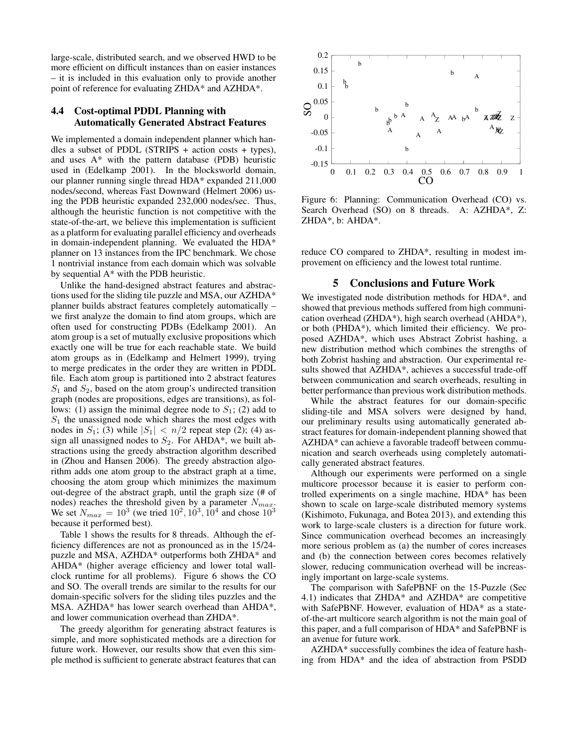large-scale, distributed search, and we observed HWD to be more efficient on difficult instances than on easier instances – it is included in this evaluation only to provide another point of reference for evaluating ZHDA* and AZHDA*.

### 4.4 Cost-optimal PDDL Planning with Automatically Generated Abstract Features

We implemented a domain independent planner which handles a subset of PDDL (STRIPS + action costs + types), and uses A* with the pattern database (PDB) heuristic used in (Edelkamp 2001). In the blocksworld domain, our planner running single thread HDA* expanded 211,000 nodes/second, whereas Fast Downward (Helmert 2006) using the PDB heuristic expanded 232,000 nodes/sec. Thus, although the heuristic function is not competitive with the state-of-the-art, we believe this implementation is sufficient as a platform for evaluating parallel efficiency and overheads in domain-independent planning. We evaluated the HDA* planner on 13 instances from the IPC benchmark. We chose 1 nontrivial instance from each domain which was solvable by sequential A* with the PDB heuristic.

Unlike the hand-designed abstract features and abstractions used for the sliding tile puzzle and MSA, our AZHDA* planner builds abstract features completely automatically – we first analyze the domain to find atom groups, which are often used for constructing PDBs (Edelkamp 2001). An atom group is a set of mutually exclusive propositions which exactly one will be true for each reachable state. We build atom groups as in (Edelkamp and Helmert 1999), trying to merge predicates in the order they are written in PDDL file. Each atom group is partitioned into 2 abstract features $S_1$ and $S_2$, based on the atom group's undirected transition graph (nodes are propositions, edges are transitions), as follows: (1) assign the minimal degree node to $S_1$; (2) add to $S_1$ the unassigned node which shares the most edges with nodes in $S_1$; (3) while $|S_1| < n/2$ repeat step (2); (4) assign all unassigned nodes to $S_2$. For AHDA*, we built abstractions using the greedy abstraction algorithm described in (Zhou and Hansen 2006). The greedy abstraction algorithm adds one atom group to the abstract graph at a time, choosing the atom group which minimizes the maximum out-degree of the abstract graph, until the graph size (# of nodes) reaches the threshold given by a parameter $N_{max}$. We set $N_{max} = 10^3$ (we tried $10^2, 10^3, 10^4$ and chose $10^3$ because it performed best).

Table 1 shows the results for 8 threads. Although the efficiency differences are not as pronounced as in the 15/24-puzzle and MSA, AZHDA* outperforms both ZHDA* and AHDA* (higher average efficiency and lower total wall-clock runtime for all problems). Figure 6 shows the CO and SO. The overall trends are similar to the results for our domain-specific solvers for the sliding tiles puzzles and the MSA. AZHDA* has lower search overhead than AHDA*, and lower communication overhead than ZHDA*.

The greedy algorithm for generating abstract features is simple, and more sophisticated methods are a direction for future work. However, our results show that even this simple method is sufficient to generate abstract features that can reduce CO compared to ZHDA*, resulting in modest improvement on efficiency and the lowest total runtime.

Figure 6: Planning: Communication Overhead (CO) vs. Search Overhead (SO) on 8 threads. A: AZHDA*, Z: ZHDA*, b: AHDA*.

## 5 Conclusions and Future Work

We investigated node distribution methods for HDA*, and showed that previous methods suffered from high communication overhead (ZHDA*), high search overhead (AHDA*), or both (PHDA*), which limited their efficiency. We proposed AZHDA*, which uses Abstract Zobrist hashing, a new distribution method which combines the strengths of both Zobrist hashing and abstraction. Our experimental results showed that AZHDA*, achieves a successful trade-off between communication and search overheads, resulting in better performance than previous work distribution methods.

While the abstract features for our domain-specific sliding-tile and MSA solvers were designed by hand, our preliminary results using automatically generated abstract features for domain-independent planning showed that AZHDA* can achieve a favorable tradeoff between communication and search overheads using completely automatically generated abstract features.

Although our experiments were performed on a single multicore processor because it is easier to perform controlled experiments on a single machine, HDA* has been shown to scale on large-scale distributed memory systems (Kishimoto, Fukunaga, and Botea 2013), and extending this work to large-scale clusters is a direction for future work. Since communication overhead becomes an increasingly more serious problem as (a) the number of cores increases and (b) the connection between cores becomes relatively slower, reducing communication overhead will be increasingly important on large-scale systems.

The comparison with SafePBNF on the 15-Puzzle (Sec 4.1) indicates that ZHDA* and AZHDA* are competitive with SafePBNF. However, evaluation of HDA* as a state-of-the-art multicore search algorithm is not the main goal of this paper, and a full comparison of HDA* and SafePBNF is an avenue for future work.

AZHDA* successfully combines the idea of feature hashing from HDA* and the idea of abstraction from PSDD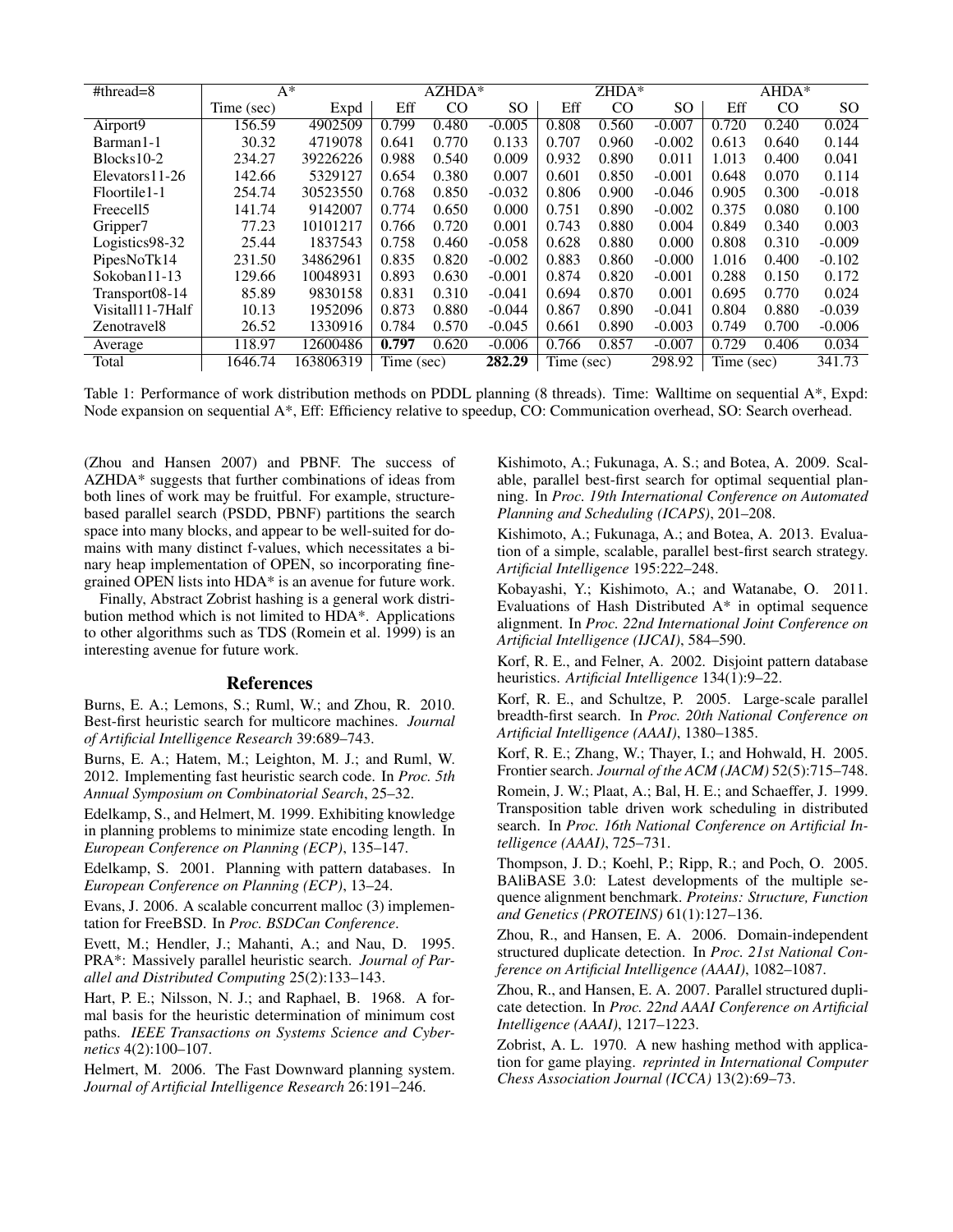| #thread=8 | A* | | AZHDA* | | | ZHDA* | | | AHDA* | | |
|---|---|---|---|---|---|---|---|---|---|---|---|
| | Time (sec) | Expd | Eff | CO | SO | Eff | CO | SO | Eff | CO | SO |
| Airport9 | 156.59 | 4902509 | 0.799 | 0.480 | -0.005 | 0.808 | 0.560 | -0.007 | 0.720 | 0.240 | 0.024 |
| Barman1-1 | 30.32 | 4719078 | 0.641 | 0.770 | 0.133 | 0.707 | 0.960 | -0.002 | 0.613 | 0.640 | 0.144 |
| Blocks10-2 | 234.27 | 39226226 | 0.988 | 0.540 | 0.009 | 0.932 | 0.890 | 0.011 | 1.013 | 0.400 | 0.041 |
| Elevators11-26 | 142.66 | 5329127 | 0.654 | 0.380 | 0.007 | 0.601 | 0.850 | -0.001 | 0.648 | 0.070 | 0.114 |
| Floortile1-1 | 254.74 | 30523550 | 0.768 | 0.850 | -0.032 | 0.806 | 0.900 | -0.046 | 0.905 | 0.300 | -0.018 |
| Freecell5 | 141.74 | 9142007 | 0.774 | 0.650 | 0.000 | 0.751 | 0.890 | -0.002 | 0.375 | 0.080 | 0.100 |
| Gripper7 | 77.23 | 10101217 | 0.766 | 0.720 | 0.001 | 0.743 | 0.880 | 0.004 | 0.849 | 0.340 | 0.003 |
| Logistics98-32 | 25.44 | 1837543 | 0.758 | 0.460 | -0.058 | 0.628 | 0.880 | 0.000 | 0.808 | 0.310 | -0.009 |
| PipesNoTk14 | 231.50 | 34862961 | 0.835 | 0.820 | -0.002 | 0.883 | 0.860 | -0.000 | 1.016 | 0.400 | -0.102 |
| Sokoban11-13 | 129.66 | 10048931 | 0.893 | 0.630 | -0.001 | 0.874 | 0.820 | -0.001 | 0.288 | 0.150 | 0.172 |
| Transport08-14 | 85.89 | 9830158 | 0.831 | 0.310 | -0.041 | 0.694 | 0.870 | 0.001 | 0.695 | 0.770 | 0.024 |
| Visitall11-7Half | 10.13 | 1952096 | 0.873 | 0.880 | -0.044 | 0.867 | 0.890 | -0.041 | 0.804 | 0.880 | -0.039 |
| Zenotravel8 | 26.52 | 1330916 | 0.784 | 0.570 | -0.045 | 0.661 | 0.890 | -0.003 | 0.749 | 0.700 | -0.006 |
| Average | 118.97 | 12600486 | **0.797** | 0.620 | -0.006 | 0.766 | 0.857 | -0.007 | 0.729 | 0.406 | 0.034 |
| Total | 1646.74 | 163806319 | Time (sec) | | **282.29** | Time (sec) | | 298.92 | Time (sec) | | 341.73 |

Table 1: Performance of work distribution methods on PDDL planning (8 threads). Time: Walltime on sequential A*, Expd: Node expansion on sequential A*, Eff: Efficiency relative to speedup, CO: Communication overhead, SO: Search overhead.

(Zhou and Hansen 2007) and PBNF. The success of AZHDA* suggests that further combinations of ideas from both lines of work may be fruitful. For example, structure-based parallel search (PSDD, PBNF) partitions the search space into many blocks, and appear to be well-suited for domains with many distinct f-values, which necessitates a binary heap implementation of OPEN, so incorporating fine-grained OPEN lists into HDA* is an avenue for future work.

Finally, Abstract Zobrist hashing is a general work distribution method which is not limited to HDA*. Applications to other algorithms such as TDS (Romein et al. 1999) is an interesting avenue for future work.

## References

Burns, E. A.; Lemons, S.; Ruml, W.; and Zhou, R. 2010. Best-first heuristic search for multicore machines. *Journal of Artificial Intelligence Research* 39:689–743.

Burns, E. A.; Hatem, M.; Leighton, M. J.; and Ruml, W. 2012. Implementing fast heuristic search code. In *Proc. 5th Annual Symposium on Combinatorial Search*, 25–32.

Edelkamp, S., and Helmert, M. 1999. Exhibiting knowledge in planning problems to minimize state encoding length. In *European Conference on Planning (ECP)*, 135–147.

Edelkamp, S. 2001. Planning with pattern databases. In *European Conference on Planning (ECP)*, 13–24.

Evans, J. 2006. A scalable concurrent malloc (3) implementation for FreeBSD. In *Proc. BSDCan Conference*.

Evett, M.; Hendler, J.; Mahanti, A.; and Nau, D. 1995. PRA*: Massively parallel heuristic search. *Journal of Parallel and Distributed Computing* 25(2):133–143.

Hart, P. E.; Nilsson, N. J.; and Raphael, B. 1968. A formal basis for the heuristic determination of minimum cost paths. *IEEE Transactions on Systems Science and Cybernetics* 4(2):100–107.

Helmert, M. 2006. The Fast Downward planning system. *Journal of Artificial Intelligence Research* 26:191–246.

Kishimoto, A.; Fukunaga, A. S.; and Botea, A. 2009. Scalable, parallel best-first search for optimal sequential planning. In *Proc. 19th International Conference on Automated Planning and Scheduling (ICAPS)*, 201–208.

Kishimoto, A.; Fukunaga, A.; and Botea, A. 2013. Evaluation of a simple, scalable, parallel best-first search strategy. *Artificial Intelligence* 195:222–248.

Kobayashi, Y.; Kishimoto, A.; and Watanabe, O. 2011. Evaluations of Hash Distributed A* in optimal sequence alignment. In *Proc. 22nd International Joint Conference on Artificial Intelligence (IJCAI)*, 584–590.

Korf, R. E., and Felner, A. 2002. Disjoint pattern database heuristics. *Artificial Intelligence* 134(1):9–22.

Korf, R. E., and Schultze, P. 2005. Large-scale parallel breadth-first search. In *Proc. 20th National Conference on Artificial Intelligence (AAAI)*, 1380–1385.

Korf, R. E.; Zhang, W.; Thayer, I.; and Hohwald, H. 2005. Frontier search. *Journal of the ACM (JACM)* 52(5):715–748.

Romein, J. W.; Plaat, A.; Bal, H. E.; and Schaeffer, J. 1999. Transposition table driven work scheduling in distributed search. In *Proc. 16th National Conference on Artificial Intelligence (AAAI)*, 725–731.

Thompson, J. D.; Koehl, P.; Ripp, R.; and Poch, O. 2005. BAliBASE 3.0: Latest developments of the multiple sequence alignment benchmark. *Proteins: Structure, Function and Genetics (PROTEINS)* 61(1):127–136.

Zhou, R., and Hansen, E. A. 2006. Domain-independent structured duplicate detection. In *Proc. 21st National Conference on Artificial Intelligence (AAAI)*, 1082–1087.

Zhou, R., and Hansen, E. A. 2007. Parallel structured duplicate detection. In *Proc. 22nd AAAI Conference on Artificial Intelligence (AAAI)*, 1217–1223.

Zobrist, A. L. 1970. A new hashing method with application for game playing. *reprinted in International Computer Chess Association Journal (ICCA)* 13(2):69–73.